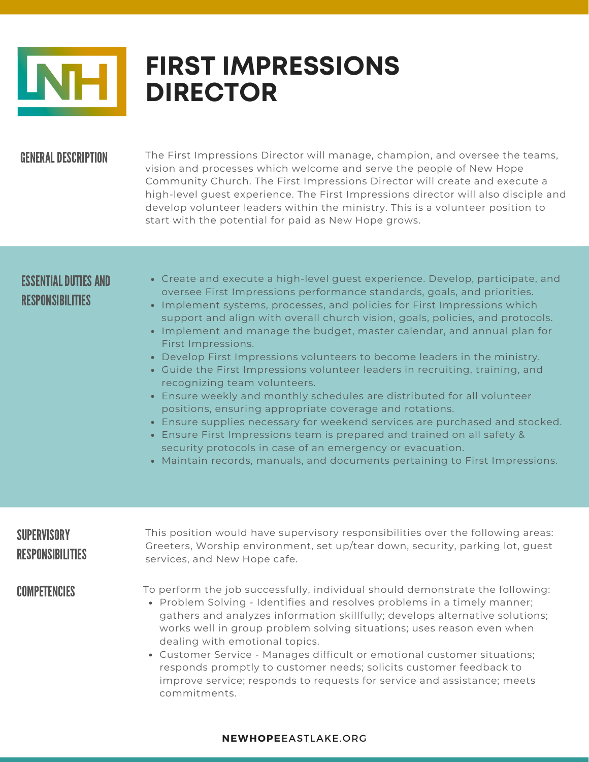# FIRST IMPRESSIONS DIRECTOR

## GENERAL DESCRIPTION

The First Impressions Director will manage, champion, and oversee the teams, vision and processes which welcome and serve the people of New Hope Community Church. The First Impressions Director will create and execute a high-level guest experience. The First Impressions director will also disciple and develop volunteer leaders within the ministry. This is a volunteer position to start with the potential for paid as New Hope grows.

## ESSENTIAL DUTIES AND RESPONSIBILITIES

- Create and execute a high-level guest experience. Develop, participate, and oversee First Impressions performance standards, goals, and priorities.
- Implement systems, processes, and policies for First Impressions which support and align with overall church vision, goals, policies, and protocols.
- Implement and manage the budget, master calendar, and annual plan for First Impressions.
- Develop First Impressions volunteers to become leaders in the ministry.
- Guide the First Impressions volunteer leaders in recruiting, training, and recognizing team volunteers.
- Ensure weekly and monthly schedules are distributed for all volunteer positions, ensuring appropriate coverage and rotations.
- Ensure supplies necessary for weekend services are purchased and stocked.
- Ensure First Impressions team is prepared and trained on all safety & security protocols in case of an emergency or evacuation.
- Maintain records, manuals, and documents pertaining to First Impressions.

## SUPERVISORY RESPONSIBILITIES

This position would have supervisory responsibilities over the following areas: Greeters, Worship environment, set up/tear down, security, parking lot, guest services, and New Hope cafe.

## COMPETENCIES

To perform the job successfully, individual should demonstrate the following:

- Problem Solving - Identifies and resolves problems in a timely manner; gathers and analyzes information skillfully; develops alternative solutions; works well in group problem solving situations; uses reason even when dealing with emotional topics.
- Customer Service - Manages difficult or emotional customer situations; responds promptly to customer needs; solicits customer feedback to improve service; responds to requests for service and assistance; meets commitments.

NEWHOPEEASTLAKE.ORG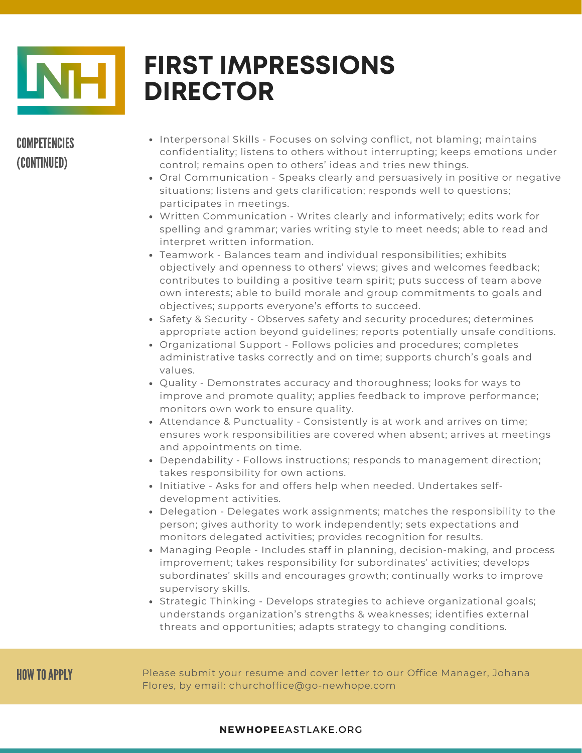# FIRST IMPRESSIONS DIRECTOR

## COMPETENCIES (CONTINUED)

- Interpersonal Skills - Focuses on solving conflict, not blaming; maintains confidentiality; listens to others without interrupting; keeps emotions under control; remains open to others' ideas and tries new things.
- Oral Communication - Speaks clearly and persuasively in positive or negative situations; listens and gets clarification; responds well to questions; participates in meetings.
- Written Communication - Writes clearly and informatively; edits work for spelling and grammar; varies writing style to meet needs; able to read and interpret written information.
- Teamwork - Balances team and individual responsibilities; exhibits objectively and openness to others' views; gives and welcomes feedback; contributes to building a positive team spirit; puts success of team above own interests; able to build morale and group commitments to goals and objectives; supports everyone's efforts to succeed.
- Safety & Security - Observes safety and security procedures; determines appropriate action beyond guidelines; reports potentially unsafe conditions.
- Organizational Support - Follows policies and procedures; completes administrative tasks correctly and on time; supports church's goals and values.
- Quality - Demonstrates accuracy and thoroughness; looks for ways to improve and promote quality; applies feedback to improve performance; monitors own work to ensure quality.
- Attendance & Punctuality - Consistently is at work and arrives on time; ensures work responsibilities are covered when absent; arrives at meetings and appointments on time.
- Dependability - Follows instructions; responds to management direction; takes responsibility for own actions.
- Initiative - Asks for and offers help when needed. Undertakes self-development activities.
- Delegation - Delegates work assignments; matches the responsibility to the person; gives authority to work independently; sets expectations and monitors delegated activities; provides recognition for results.
- Managing People - Includes staff in planning, decision-making, and process improvement; takes responsibility for subordinates' activities; develops subordinates' skills and encourages growth; continually works to improve supervisory skills.
- Strategic Thinking - Develops strategies to achieve organizational goals; understands organization's strengths & weaknesses; identifies external threats and opportunities; adapts strategy to changing conditions.

## HOW TO APPLY

Please submit your resume and cover letter to our Office Manager, Johana Flores, by email: churchoffice@go-newhope.com

NEWHOPEEASTLAKE.ORG